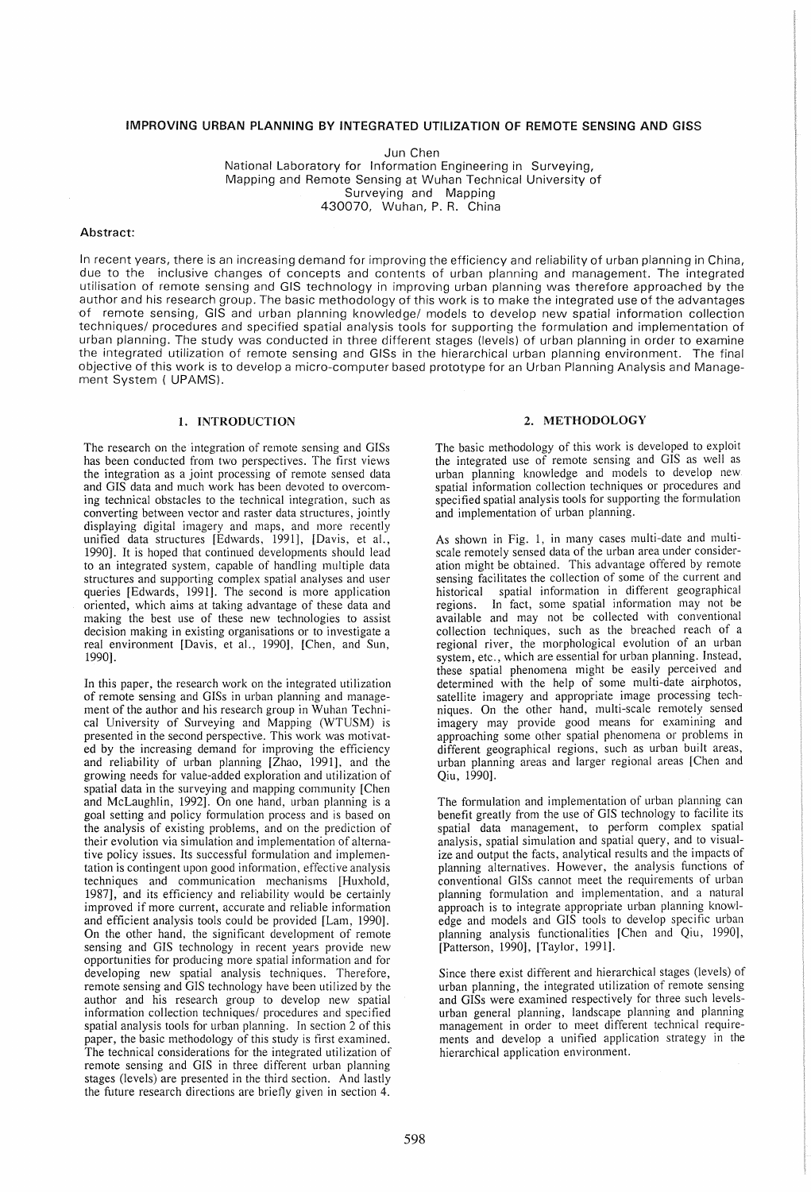# IMPROVING URBAN PLANNING BY INTEGRATED UTILIZATION OF REMOTE SENSING AND GISS

Jun Chen
National Laboratory for Information Engineering in Surveying, Mapping and Remote Sensing at Wuhan Technical University of Surveying and Mapping
430070, Wuhan, P. R. China

**Abstract:**

In recent years, there is an increasing demand for improving the efficiency and reliability of urban planning in China, due to the inclusive changes of concepts and contents of urban planning and management. The integrated utilisation of remote sensing and GIS technology in improving urban planning was therefore approached by the author and his research group. The basic methodology of this work is to make the integrated use of the advantages of remote sensing, GIS and urban planning knowledge/ models to develop new spatial information collection techniques/ procedures and specified spatial analysis tools for supporting the formulation and implementation of urban planning. The study was conducted in three different stages (levels) of urban planning in order to examine the integrated utilization of remote sensing and GISs in the hierarchical urban planning environment. The final objective of this work is to develop a micro-computer based prototype for an Urban Planning Analysis and Management System ( UPAMS).

## 1. INTRODUCTION

The research on the integration of remote sensing and GISs has been conducted from two perspectives. The first views the integration as a joint processing of remote sensed data and GIS data and much work has been devoted to overcoming technical obstacles to the technical integration, such as converting between vector and raster data structures, jointly displaying digital imagery and maps, and more recently unified data structures [Edwards, 1991], [Davis, et al., 1990]. It is hoped that continued developments should lead to an integrated system, capable of handling multiple data structures and supporting complex spatial analyses and user queries [Edwards, 1991]. The second is more application oriented, which aims at taking advantage of these data and making the best use of these new technologies to assist decision making in existing organisations or to investigate a real environment [Davis, et al., 1990], [Chen, and Sun, 1990].

In this paper, the research work on the integrated utilization of remote sensing and GISs in urban planning and management of the author and his research group in Wuhan Technical University of Surveying and Mapping (WTUSM) is presented in the second perspective. This work was motivated by the increasing demand for improving the efficiency and reliability of urban planning [Zhao, 1991], and the growing needs for value-added exploration and utilization of spatial data in the surveying and mapping community [Chen and McLaughlin, 1992]. On one hand, urban planning is a goal setting and policy formulation process and is based on the analysis of existing problems, and on the prediction of their evolution via simulation and implementation of alternative policy issues. Its successful formulation and implementation is contingent upon good information, effective analysis techniques and communication mechanisms [Huxhold, 1987], and its efficiency and reliability would be certainly improved if more current, accurate and reliable information and efficient analysis tools could be provided [Lam, 1990]. On the other hand, the significant development of remote sensing and GIS technology in recent years provide new opportunities for producing more spatial information and for developing new spatial analysis techniques. Therefore, remote sensing and GIS technology have been utilized by the author and his research group to develop new spatial information collection techniques/ procedures and specified spatial analysis tools for urban planning. In section 2 of this paper, the basic methodology of this study is first examined. The technical considerations for the integrated utilization of remote sensing and GIS in three different urban planning stages (levels) are presented in the third section. And lastly the future research directions are briefly given in section 4.

## 2. METHODOLOGY

The basic methodology of this work is developed to exploit the integrated use of remote sensing and GIS as well as urban planning knowledge and models to develop new spatial information collection techniques or procedures and specified spatial analysis tools for supporting the formulation and implementation of urban planning.

As shown in Fig. 1, in many cases multi-date and multi-scale remotely sensed data of the urban area under consideration might be obtained. This advantage offered by remote sensing facilitates the collection of some of the current and historical spatial information in different geographical regions. In fact, some spatial information may not be available and may not be collected with conventional collection techniques, such as the breached reach of a regional river, the morphological evolution of an urban system, etc., which are essential for urban planning. Instead, these spatial phenomena might be easily perceived and determined with the help of some multi-date airphotos, satellite imagery and appropriate image processing techniques. On the other hand, multi-scale remotely sensed imagery may provide good means for examining and approaching some other spatial phenomena or problems in different geographical regions, such as urban built areas, urban planning areas and larger regional areas [Chen and Qiu, 1990].

The formulation and implementation of urban planning can benefit greatly from the use of GIS technology to facilite its spatial data management, to perform complex spatial analysis, spatial simulation and spatial query, and to visualize and output the facts, analytical results and the impacts of planning alternatives. However, the analysis functions of conventional GISs cannot meet the requirements of urban planning formulation and implementation, and a natural approach is to integrate appropriate urban planning knowledge and models and GIS tools to develop specific urban planning analysis functionalities [Chen and Qiu, 1990], [Patterson, 1990], [Taylor, 1991].

Since there exist different and hierarchical stages (levels) of urban planning, the integrated utilization of remote sensing and GISs were examined respectively for three such levels-urban general planning, landscape planning and planning management in order to meet different technical requirements and develop a unified application strategy in the hierarchical application environment.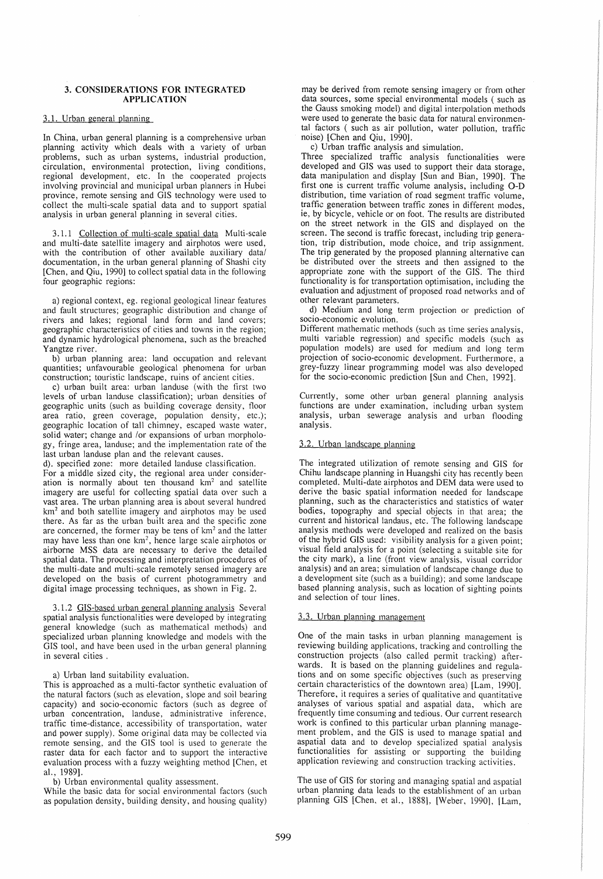## 3. CONSIDERATIONS FOR INTEGRATED APPLICATION

### 3.1. Urban general planning

In China, urban general planning is a comprehensive urban planning activity which deals with a variety of urban problems, such as urban systems, industrial production, circulation, environmental protection, living conditions, regional development, etc. In the cooperated projects involving provincial and municipal urban planners in Hubei province, remote sensing and GIS technology were used to collect the multi-scale spatial data and to support spatial analysis in urban general planning in several cities.

3.1.1 Collection of multi-scale spatial data Multi-scale and multi-date satellite imagery and airphotos were used, with the contribution of other available auxiliary data/ documentation, in the urban general planning of Shashi city [Chen, and Qiu, 1990] to collect spatial data in the following four geographic regions:

a) regional context, eg. regional geological linear features and fault structures; geographic distribution and change of rivers and lakes; regional land form and land covers; geographic characteristics of cities and towns in the region; and dynamic hydrological phenomena, such as the breached Yangtze river.

b) urban planning area: land occupation and relevant quantities; unfavourable geological phenomena for urban construction; touristic landscape, ruins of ancient cities.

c) urban built area: urban landuse (with the first two levels of urban landuse classification); urban densities of geographic units (such as building coverage density, floor area ratio, green coverage, population density, etc.); geographic location of tall chimney, escaped waste water, solid water; change and /or expansions of urban morphology, fringe area, landuse; and the implementation rate of the last urban landuse plan and the relevant causes.

d). specified zone: more detailed landuse classification.

For a middle sized city, the regional area under consideration is normally about ten thousand km$^2$ and satellite imagery are useful for collecting spatial data over such a vast area. The urban planning area is about several hundred km$^2$ and both satellite imagery and airphotos may be used there. As far as the urban built area and the specific zone are concerned, the former may be tens of km$^2$ and the latter may have less than one km$^2$, hence large scale airphotos or airborne MSS data are necessary to derive the detailed spatial data. The processing and interpretation procedures of the multi-date and multi-scale remotely sensed imagery are developed on the basis of current photogrammetry and digital image processing techniques, as shown in Fig. 2.

3.1.2 GIS-based urban general planning analysis Several spatial analysis functionalities were developed by integrating general knowledge (such as mathematical methods) and specialized urban planning knowledge and models with the GIS tool, and have been used in the urban general planning in several cities .

a) Urban land suitability evaluation.

This is approached as a multi-factor synthetic evaluation of the natural factors (such as elevation, slope and soil bearing capacity) and socio-economic factors (such as degree of urban concentration, landuse, administrative inference, traffic time-distance, accessibility of transportation, water and power supply). Some original data may be collected via remote sensing, and the GIS tool is used to generate the raster data for each factor and to support the interactive evaluation process with a fuzzy weighting method [Chen, et al., 1989].

b) Urban environmental quality assessment.

While the basic data for social environmental factors (such as population density, building density, and housing quality) may be derived from remote sensing imagery or from other data sources, some special environmental models ( such as the Gauss smoking model) and digital interpolation methods were used to generate the basic data for natural environmental factors ( such as air pollution, water pollution, traffic noise) [Chen and Qiu, 1990].

c) Urban traffic analysis and simulation.

Three specialized traffic analysis functionalities were developed and GIS was used to support their data storage, data manipulation and display [Sun and Bian, 1990]. The first one is current traffic volume analysis, including O-D distribution, time variation of road segment traffic volume, traffic generation between traffic zones in different modes, ie, by bicycle, vehicle or on foot. The results are distributed on the street network in the GIS and displayed on the screen. The second is traffic forecast, including trip generation, trip distribution, mode choice, and trip assignment. The trip generated by the proposed planning alternative can be distributed over the streets and then assigned to the appropriate zone with the support of the GIS. The third functionality is for transportation optimisation, including the evaluation and adjustment of proposed road networks and of other relevant parameters.

d) Medium and long term projection or prediction of socio-economic evolution.

Different mathematic methods (such as time series analysis, multi variable regression) and specific models (such as population models) are used for medium and long term projection of socio-economic development. Furthermore, a grey-fuzzy linear programming model was also developed for the socio-economic prediction [Sun and Chen, 1992].

Currently, some other urban general planning analysis functions are under examination, including urban system analysis, urban sewerage analysis and urban flooding analysis.

### 3.2. Urban landscape planning

The integrated utilization of remote sensing and GIS for Chihu landscape planning in Huangshi city has recently been completed. Multi-date airphotos and DEM data were used to derive the basic spatial information needed for landscape planning, such as the characteristics and statistics of water bodies, topography and special objects in that area; the current and historical landaus, etc. The following landscape analysis methods were developed and realized on the basis of the hybrid GIS used: visibility analysis for a given point; visual field analysis for a point (selecting a suitable site for the city mark), a line (front view analysis, visual corridor analysis) and an area; simulation of landscape change due to a development site (such as a building); and some landscape based planning analysis, such as location of sighting points and selection of tour lines.

### 3.3. Urban planning management

One of the main tasks in urban planning management is reviewing building applications, tracking and controlling the construction projects (also called permit tracking) afterwards. It is based on the planning guidelines and regulations and on some specific objectives (such as preserving certain characteristics of the downtown area) [Lam, 1990]. Therefore, it requires a series of qualitative and quantitative analyses of various spatial and aspatial data, which are frequently time consuming and tedious. Our current research work is confined to this particular urban planning management problem, and the GIS is used to manage spatial and aspatial data and to develop specialized spatial analysis functionalities for assisting or supporting the building application reviewing and construction tracking activities.

The use of GIS for storing and managing spatial and aspatial urban planning data leads to the establishment of an urban planning GIS [Chen, et al., 1888], [Weber, 1990], [Lam,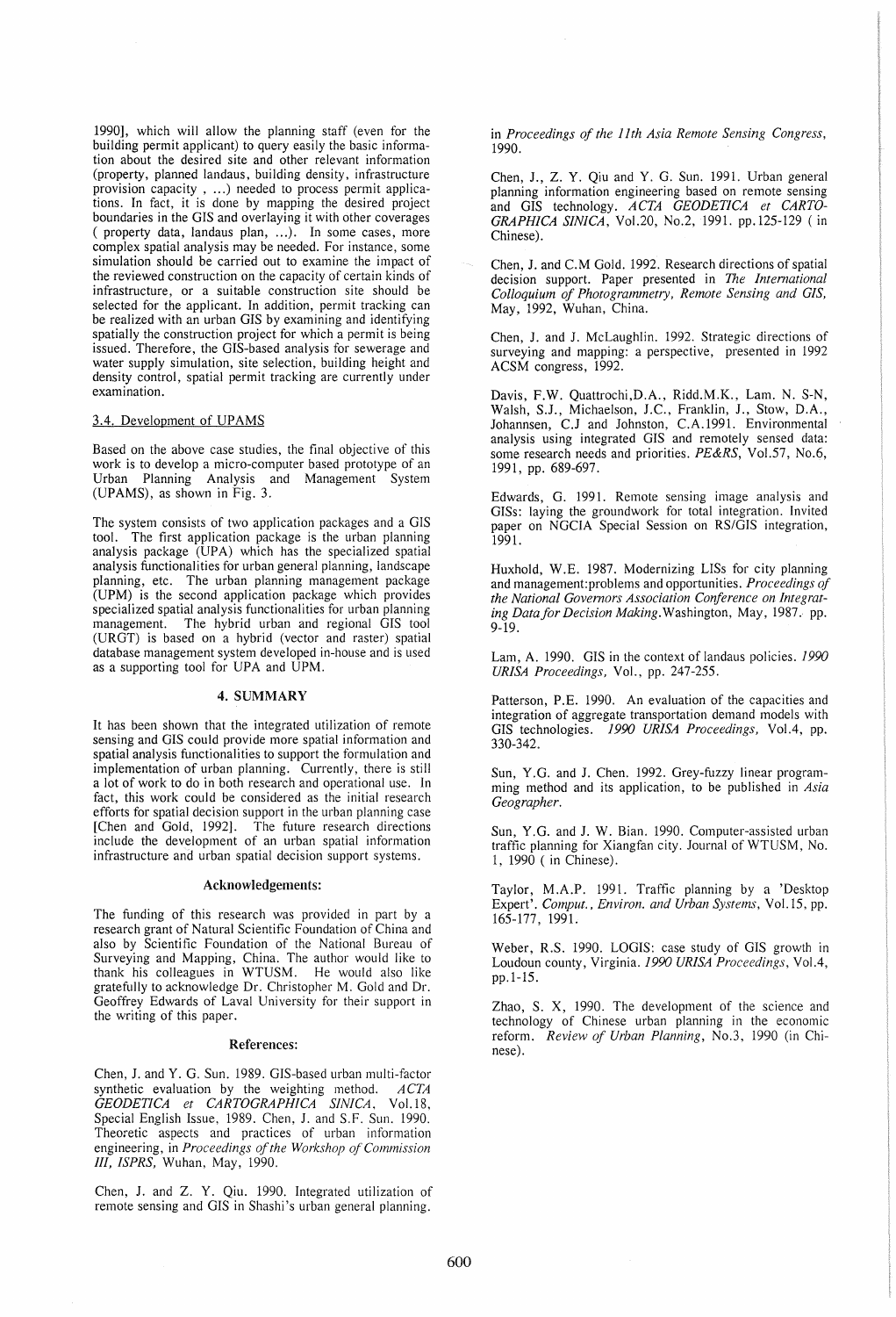1990], which will allow the planning staff (even for the building permit applicant) to query easily the basic information about the desired site and other relevant information (property, planned landaus, building density, infrastructure provision capacity , ...) needed to process permit applications. In fact, it is done by mapping the desired project boundaries in the GIS and overlaying it with other coverages ( property data, landaus plan, ...). In some cases, more complex spatial analysis may be needed. For instance, some simulation should be carried out to examine the impact of the reviewed construction on the capacity of certain kinds of infrastructure, or a suitable construction site should be selected for the applicant. In addition, permit tracking can be realized with an urban GIS by examining and identifying spatially the construction project for which a permit is being issued. Therefore, the GIS-based analysis for sewerage and water supply simulation, site selection, building height and density control, spatial permit tracking are currently under examination.

### 3.4. Development of UPAMS

Based on the above case studies, the final objective of this work is to develop a micro-computer based prototype of an Urban Planning Analysis and Management System (UPAMS), as shown in Fig. 3.

The system consists of two application packages and a GIS tool. The first application package is the urban planning analysis package (UPA) which has the specialized spatial analysis functionalities for urban general planning, landscape planning, etc. The urban planning management package (UPM) is the second application package which provides specialized spatial analysis functionalities for urban planning management. The hybrid urban and regional GIS tool (URGT) is based on a hybrid (vector and raster) spatial database management system developed in-house and is used as a supporting tool for UPA and UPM.

## 4. SUMMARY

It has been shown that the integrated utilization of remote sensing and GIS could provide more spatial information and spatial analysis functionalities to support the formulation and implementation of urban planning. Currently, there is still a lot of work to do in both research and operational use. In fact, this work could be considered as the initial research efforts for spatial decision support in the urban planning case [Chen and Gold, 1992]. The future research directions include the development of an urban spatial information infrastructure and urban spatial decision support systems.

### Acknowledgements:

The funding of this research was provided in part by a research grant of Natural Scientific Foundation of China and also by Scientific Foundation of the National Bureau of Surveying and Mapping, China. The author would like to thank his colleagues in WTUSM. He would also like gratefully to acknowledge Dr. Christopher M. Gold and Dr. Geoffrey Edwards of Laval University for their support in the writing of this paper.

### References:

Chen, J. and Y. G. Sun. 1989. GIS-based urban multi-factor synthetic evaluation by the weighting method. *ACTA GEODETICA et CARTOGRAPHICA SINICA*, Vol.18, Special English Issue, 1989. Chen, J. and S.F. Sun. 1990. Theoretic aspects and practices of urban information engineering, in *Proceedings of the Workshop of Commission III, ISPRS*, Wuhan, May, 1990.

Chen, J. and Z. Y. Qiu. 1990. Integrated utilization of remote sensing and GIS in Shashi's urban general planning. in *Proceedings of the 11th Asia Remote Sensing Congress*, 1990.

Chen, J., Z. Y. Qiu and Y. G. Sun. 1991. Urban general planning information engineering based on remote sensing and GIS technology. *ACTA GEODETICA et CARTOGRAPHICA SINICA*, Vol.20, No.2, 1991. pp.125-129 ( in Chinese).

Chen, J. and C.M Gold. 1992. Research directions of spatial decision support. Paper presented in *The International Colloquium of Photogrammetry, Remote Sensing and GIS*, May, 1992, Wuhan, China.

Chen, J. and J. McLaughlin. 1992. Strategic directions of surveying and mapping: a perspective, presented in 1992 ACSM congress, 1992.

Davis, F.W. Quattrochi,D.A., Ridd.M.K., Lam. N. S-N, Walsh, S.J., Michaelson, J.C., Franklin, J., Stow, D.A., Johannsen, C.J and Johnston, C.A.1991. Environmental analysis using integrated GIS and remotely sensed data: some research needs and priorities. *PE&RS*, Vol.57, No.6, 1991, pp. 689-697.

Edwards, G. 1991. Remote sensing image analysis and GISs: laying the groundwork for total integration. Invited paper on NGCIA Special Session on RS/GIS integration, 1991.

Huxhold, W.E. 1987. Modernizing LISs for city planning and management:problems and opportunities. *Proceedings of the National Governors Association Conference on Integrating Data for Decision Making*.Washington, May, 1987. pp. 9-19.

Lam, A. 1990. GIS in the context of landaus policies. *1990 URISA Proceedings*, Vol., pp. 247-255.

Patterson, P.E. 1990. An evaluation of the capacities and integration of aggregate transportation demand models with GIS technologies. *1990 URISA Proceedings*, Vol.4, pp. 330-342.

Sun, Y.G. and J. Chen. 1992. Grey-fuzzy linear programming method and its application, to be published in *Asia Geographer*.

Sun, Y.G. and J. W. Bian. 1990. Computer-assisted urban traffic planning for Xiangfan city. Journal of WTUSM, No. 1, 1990 ( in Chinese).

Taylor, M.A.P. 1991. Traffic planning by a 'Desktop Expert'. *Comput., Environ. and Urban Systems*, Vol.15, pp. 165-177, 1991.

Weber, R.S. 1990. LOGIS: case study of GIS growth in Loudoun county, Virginia. *1990 URISA Proceedings*, Vol.4, pp.1-15.

Zhao, S. X, 1990. The development of the science and technology of Chinese urban planning in the economic reform. *Review of Urban Planning*, No.3, 1990 (in Chinese).